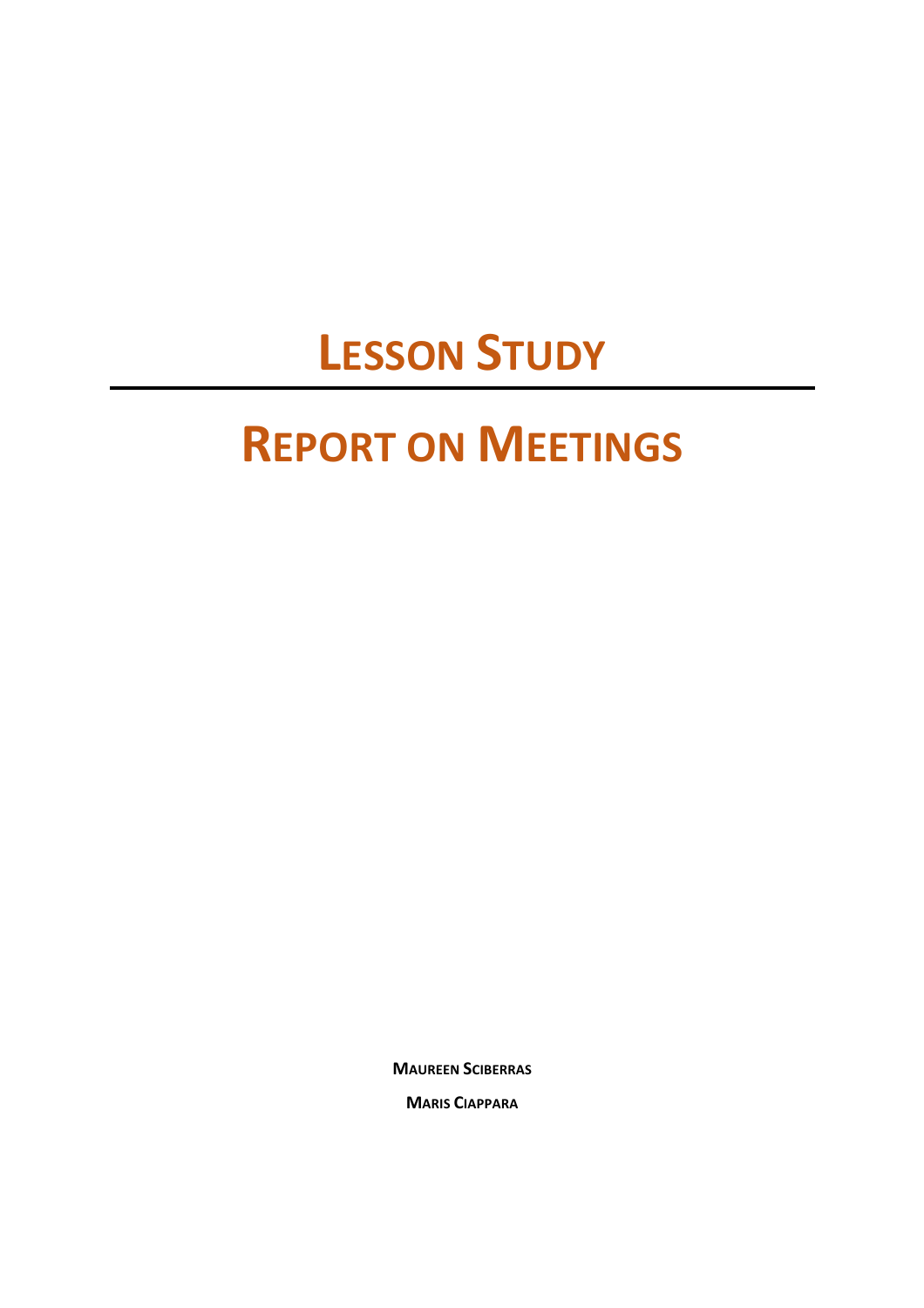# Lesson Study

---

# Report on Meetings

**Maureen Sciberras**

**Maris Ciappara**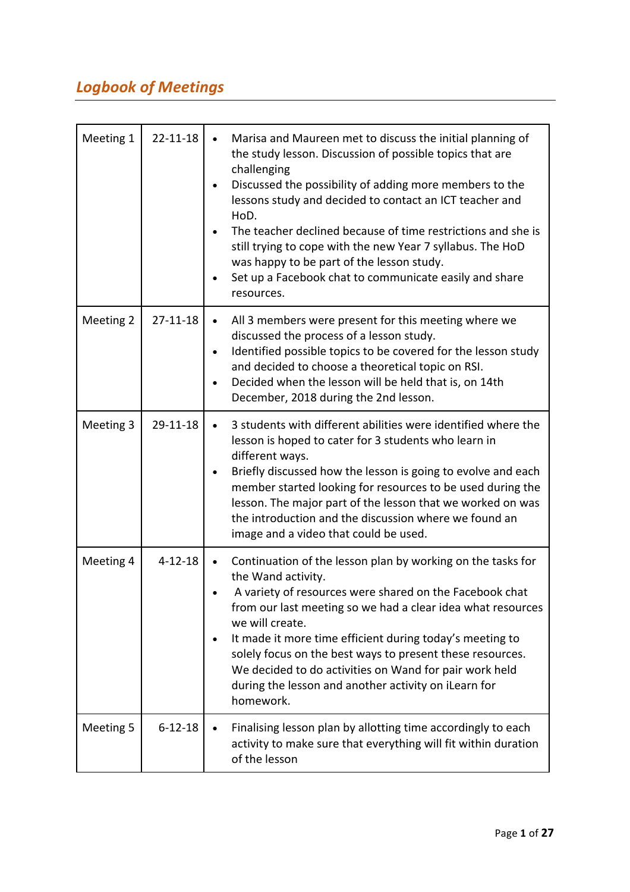## *Logbook of Meetings*

| | | |
|---|---|---|
| Meeting 1 | 22-11-18 | • Marisa and Maureen met to discuss the initial planning of the study lesson. Discussion of possible topics that are challenging<br>• Discussed the possibility of adding more members to the lessons study and decided to contact an ICT teacher and HoD.<br>• The teacher declined because of time restrictions and she is still trying to cope with the new Year 7 syllabus. The HoD was happy to be part of the lesson study.<br>• Set up a Facebook chat to communicate easily and share resources. |
| Meeting 2 | 27-11-18 | • All 3 members were present for this meeting where we discussed the process of a lesson study.<br>• Identified possible topics to be covered for the lesson study and decided to choose a theoretical topic on RSI.<br>• Decided when the lesson will be held that is, on 14th December, 2018 during the 2nd lesson. |
| Meeting 3 | 29-11-18 | • 3 students with different abilities were identified where the lesson is hoped to cater for 3 students who learn in different ways.<br>• Briefly discussed how the lesson is going to evolve and each member started looking for resources to be used during the lesson. The major part of the lesson that we worked on was the introduction and the discussion where we found an image and a video that could be used. |
| Meeting 4 | 4-12-18 | • Continuation of the lesson plan by working on the tasks for the Wand activity.<br>• A variety of resources were shared on the Facebook chat from our last meeting so we had a clear idea what resources we will create.<br>• It made it more time efficient during today's meeting to solely focus on the best ways to present these resources. We decided to do activities on Wand for pair work held during the lesson and another activity on iLearn for homework. |
| Meeting 5 | 6-12-18 | • Finalising lesson plan by allotting time accordingly to each activity to make sure that everything will fit within duration of the lesson |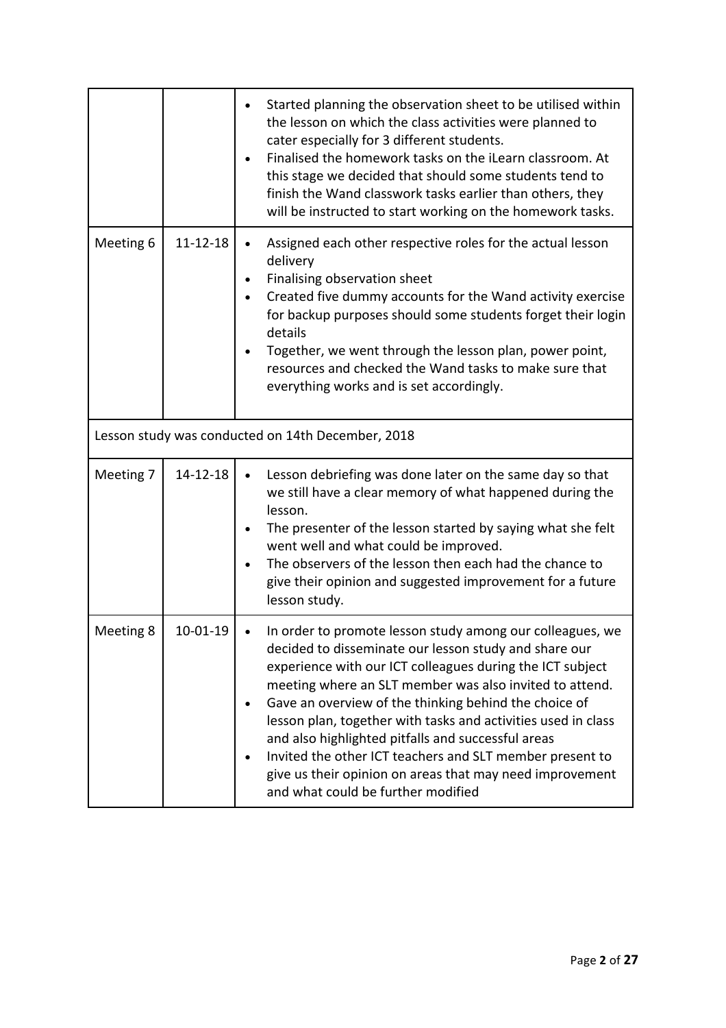| | | |
|---|---|---|
| | | • Started planning the observation sheet to be utilised within the lesson on which the class activities were planned to cater especially for 3 different students.<br>• Finalised the homework tasks on the iLearn classroom. At this stage we decided that should some students tend to finish the Wand classwork tasks earlier than others, they will be instructed to start working on the homework tasks. |
| Meeting 6 | 11-12-18 | • Assigned each other respective roles for the actual lesson delivery<br>• Finalising observation sheet<br>• Created five dummy accounts for the Wand activity exercise for backup purposes should some students forget their login details<br>• Together, we went through the lesson plan, power point, resources and checked the Wand tasks to make sure that everything works and is set accordingly. |
| Lesson study was conducted on 14th December, 2018 | | |
| Meeting 7 | 14-12-18 | • Lesson debriefing was done later on the same day so that we still have a clear memory of what happened during the lesson.<br>• The presenter of the lesson started by saying what she felt went well and what could be improved.<br>• The observers of the lesson then each had the chance to give their opinion and suggested improvement for a future lesson study. |
| Meeting 8 | 10-01-19 | • In order to promote lesson study among our colleagues, we decided to disseminate our lesson study and share our experience with our ICT colleagues during the ICT subject meeting where an SLT member was also invited to attend.<br>• Gave an overview of the thinking behind the choice of lesson plan, together with tasks and activities used in class and also highlighted pitfalls and successful areas<br>• Invited the other ICT teachers and SLT member present to give us their opinion on areas that may need improvement and what could be further modified |